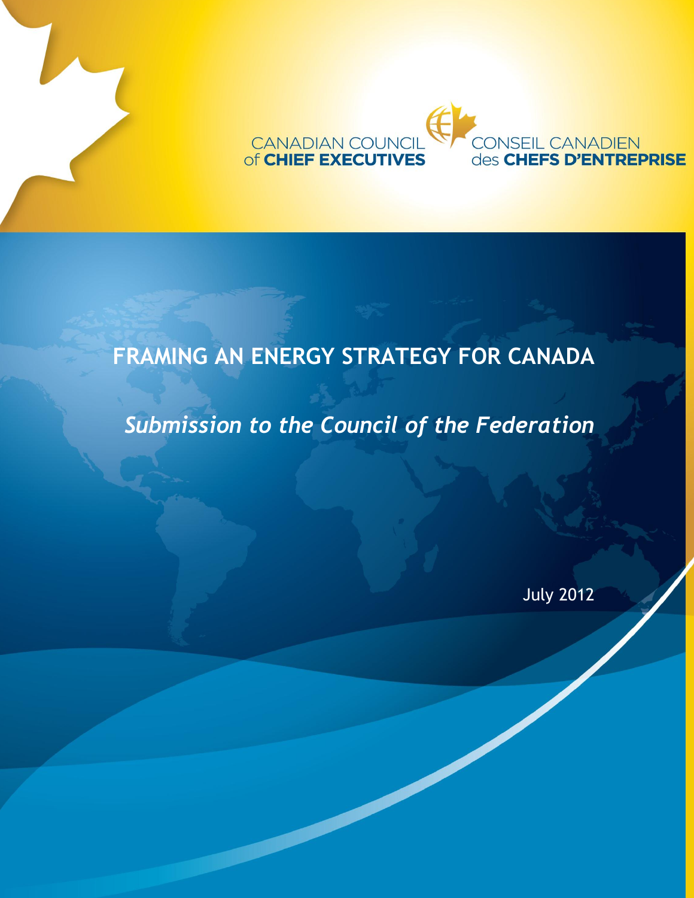CANADIAN COUNCIL of **CHIEF EXECUTIVES**

CONSEIL CANADIEN des **CHEFS D'ENTREPRISE**

# FRAMING AN ENERGY STRATEGY FOR CANADA

## *Submission to the Council of the Federation*

July 2012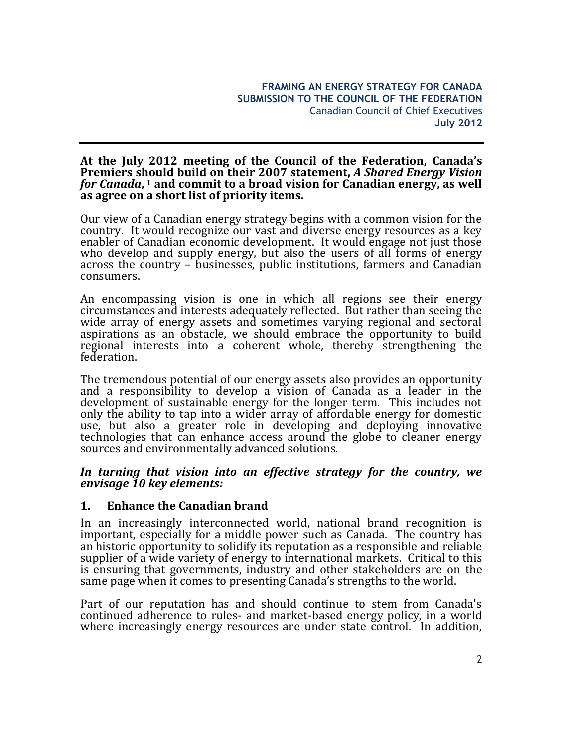**FRAMING AN ENERGY STRATEGY FOR CANADA**
**SUBMISSION TO THE COUNCIL OF THE FEDERATION**
Canadian Council of Chief Executives
**July 2012**

---

**At the July 2012 meeting of the Council of the Federation, Canada's Premiers should build on their 2007 statement, *A Shared Energy Vision for Canada*,[1] and commit to a broad vision for Canadian energy, as well as agree on a short list of priority items.**

Our view of a Canadian energy strategy begins with a common vision for the country. It would recognize our vast and diverse energy resources as a key enabler of Canadian economic development. It would engage not just those who develop and supply energy, but also the users of all forms of energy across the country – businesses, public institutions, farmers and Canadian consumers.

An encompassing vision is one in which all regions see their energy circumstances and interests adequately reflected. But rather than seeing the wide array of energy assets and sometimes varying regional and sectoral aspirations as an obstacle, we should embrace the opportunity to build regional interests into a coherent whole, thereby strengthening the federation.

The tremendous potential of our energy assets also provides an opportunity and a responsibility to develop a vision of Canada as a leader in the development of sustainable energy for the longer term. This includes not only the ability to tap into a wider array of affordable energy for domestic use, but also a greater role in developing and deploying innovative technologies that can enhance access around the globe to cleaner energy sources and environmentally advanced solutions.

***In turning that vision into an effective strategy for the country, we envisage 10 key elements:***

## 1. Enhance the Canadian brand

In an increasingly interconnected world, national brand recognition is important, especially for a middle power such as Canada. The country has an historic opportunity to solidify its reputation as a responsible and reliable supplier of a wide variety of energy to international markets. Critical to this is ensuring that governments, industry and other stakeholders are on the same page when it comes to presenting Canada's strengths to the world.

Part of our reputation has and should continue to stem from Canada's continued adherence to rules- and market-based energy policy, in a world where increasingly energy resources are under state control. In addition,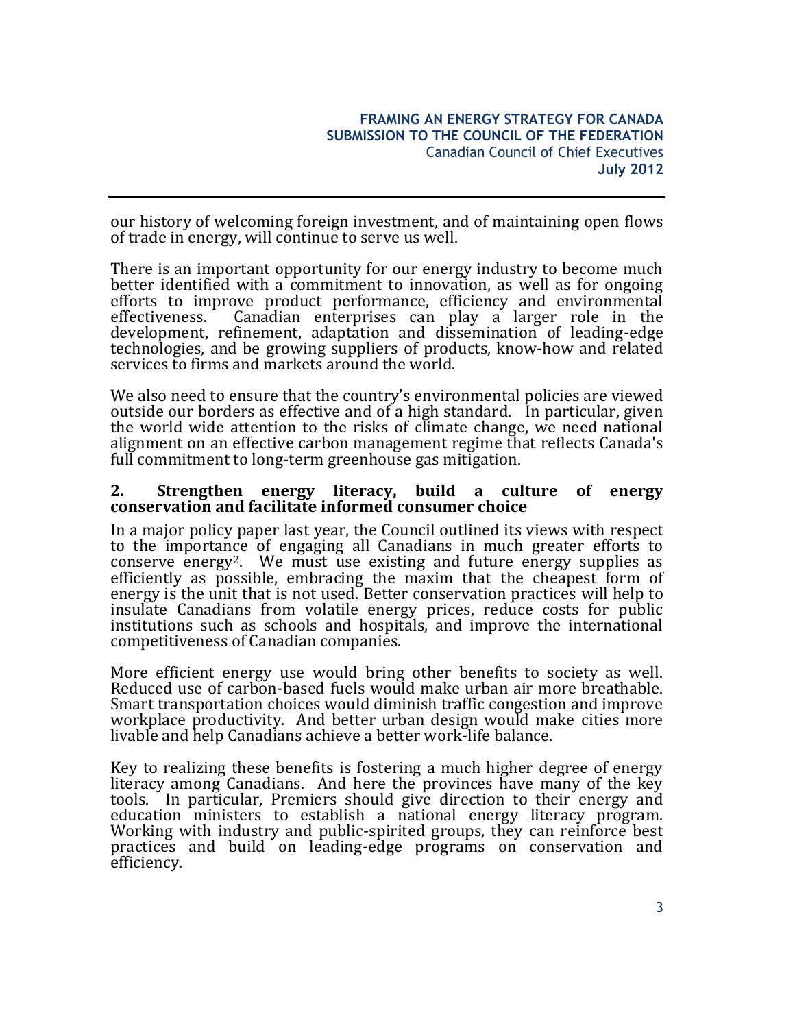our history of welcoming foreign investment, and of maintaining open flows of trade in energy, will continue to serve us well.

There is an important opportunity for our energy industry to become much better identified with a commitment to innovation, as well as for ongoing efforts to improve product performance, efficiency and environmental effectiveness. Canadian enterprises can play a larger role in the development, refinement, adaptation and dissemination of leading-edge technologies, and be growing suppliers of products, know-how and related services to firms and markets around the world.

We also need to ensure that the country's environmental policies are viewed outside our borders as effective and of a high standard. In particular, given the world wide attention to the risks of climate change, we need national alignment on an effective carbon management regime that reflects Canada's full commitment to long-term greenhouse gas mitigation.

### 2. Strengthen energy literacy, build a culture of energy conservation and facilitate informed consumer choice

In a major policy paper last year, the Council outlined its views with respect to the importance of engaging all Canadians in much greater efforts to conserve energy[2]. We must use existing and future energy supplies as efficiently as possible, embracing the maxim that the cheapest form of energy is the unit that is not used. Better conservation practices will help to insulate Canadians from volatile energy prices, reduce costs for public institutions such as schools and hospitals, and improve the international competitiveness of Canadian companies.

More efficient energy use would bring other benefits to society as well. Reduced use of carbon-based fuels would make urban air more breathable. Smart transportation choices would diminish traffic congestion and improve workplace productivity. And better urban design would make cities more livable and help Canadians achieve a better work-life balance.

Key to realizing these benefits is fostering a much higher degree of energy literacy among Canadians. And here the provinces have many of the key tools. In particular, Premiers should give direction to their energy and education ministers to establish a national energy literacy program. Working with industry and public-spirited groups, they can reinforce best practices and build on leading-edge programs on conservation and efficiency.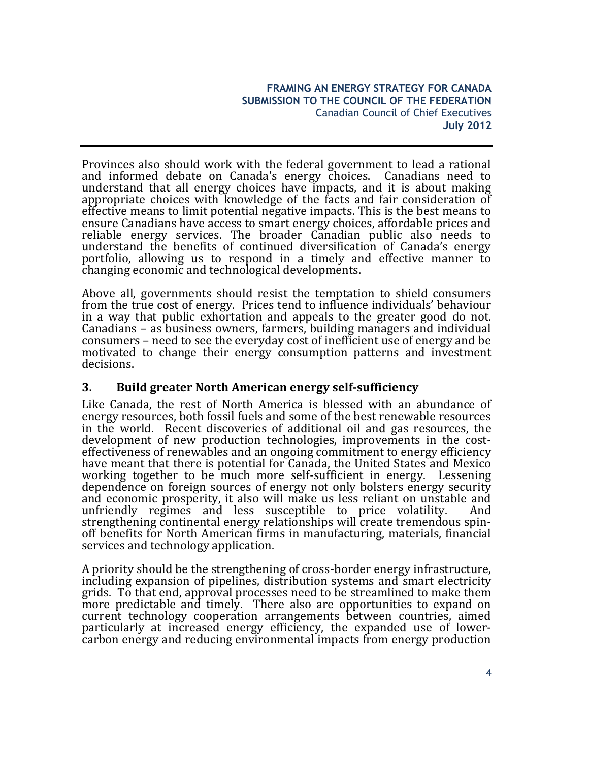Provinces also should work with the federal government to lead a rational and informed debate on Canada's energy choices. Canadians need to understand that all energy choices have impacts, and it is about making appropriate choices with knowledge of the facts and fair consideration of effective means to limit potential negative impacts. This is the best means to ensure Canadians have access to smart energy choices, affordable prices and reliable energy services. The broader Canadian public also needs to understand the benefits of continued diversification of Canada's energy portfolio, allowing us to respond in a timely and effective manner to changing economic and technological developments.

Above all, governments should resist the temptation to shield consumers from the true cost of energy. Prices tend to influence individuals' behaviour in a way that public exhortation and appeals to the greater good do not. Canadians – as business owners, farmers, building managers and individual consumers – need to see the everyday cost of inefficient use of energy and be motivated to change their energy consumption patterns and investment decisions.

### 3. Build greater North American energy self-sufficiency

Like Canada, the rest of North America is blessed with an abundance of energy resources, both fossil fuels and some of the best renewable resources in the world. Recent discoveries of additional oil and gas resources, the development of new production technologies, improvements in the cost-effectiveness of renewables and an ongoing commitment to energy efficiency have meant that there is potential for Canada, the United States and Mexico working together to be much more self-sufficient in energy. Lessening dependence on foreign sources of energy not only bolsters energy security and economic prosperity, it also will make us less reliant on unstable and unfriendly regimes and less susceptible to price volatility. And strengthening continental energy relationships will create tremendous spin-off benefits for North American firms in manufacturing, materials, financial services and technology application.

A priority should be the strengthening of cross-border energy infrastructure, including expansion of pipelines, distribution systems and smart electricity grids. To that end, approval processes need to be streamlined to make them more predictable and timely. There also are opportunities to expand on current technology cooperation arrangements between countries, aimed particularly at increased energy efficiency, the expanded use of lower-carbon energy and reducing environmental impacts from energy production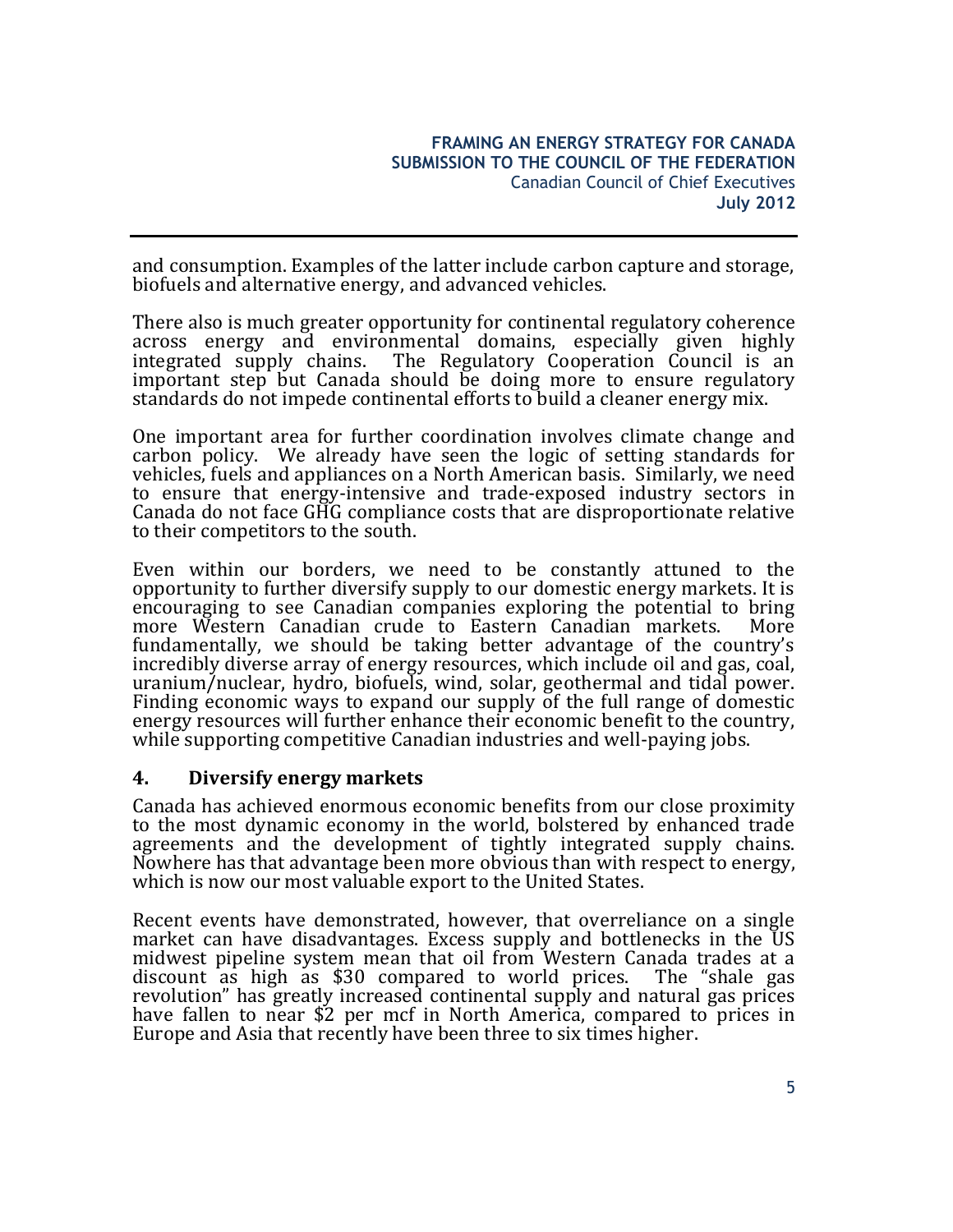and consumption. Examples of the latter include carbon capture and storage, biofuels and alternative energy, and advanced vehicles.

There also is much greater opportunity for continental regulatory coherence across energy and environmental domains, especially given highly integrated supply chains. The Regulatory Cooperation Council is an important step but Canada should be doing more to ensure regulatory standards do not impede continental efforts to build a cleaner energy mix.

One important area for further coordination involves climate change and carbon policy. We already have seen the logic of setting standards for vehicles, fuels and appliances on a North American basis. Similarly, we need to ensure that energy-intensive and trade-exposed industry sectors in Canada do not face GHG compliance costs that are disproportionate relative to their competitors to the south.

Even within our borders, we need to be constantly attuned to the opportunity to further diversify supply to our domestic energy markets. It is encouraging to see Canadian companies exploring the potential to bring more Western Canadian crude to Eastern Canadian markets. More fundamentally, we should be taking better advantage of the country's incredibly diverse array of energy resources, which include oil and gas, coal, uranium/nuclear, hydro, biofuels, wind, solar, geothermal and tidal power. Finding economic ways to expand our supply of the full range of domestic energy resources will further enhance their economic benefit to the country, while supporting competitive Canadian industries and well-paying jobs.

## 4. Diversify energy markets

Canada has achieved enormous economic benefits from our close proximity to the most dynamic economy in the world, bolstered by enhanced trade agreements and the development of tightly integrated supply chains. Nowhere has that advantage been more obvious than with respect to energy, which is now our most valuable export to the United States.

Recent events have demonstrated, however, that overreliance on a single market can have disadvantages. Excess supply and bottlenecks in the US midwest pipeline system mean that oil from Western Canada trades at a discount as high as $30 compared to world prices. The "shale gas revolution" has greatly increased continental supply and natural gas prices have fallen to near $2 per mcf in North America, compared to prices in Europe and Asia that recently have been three to six times higher.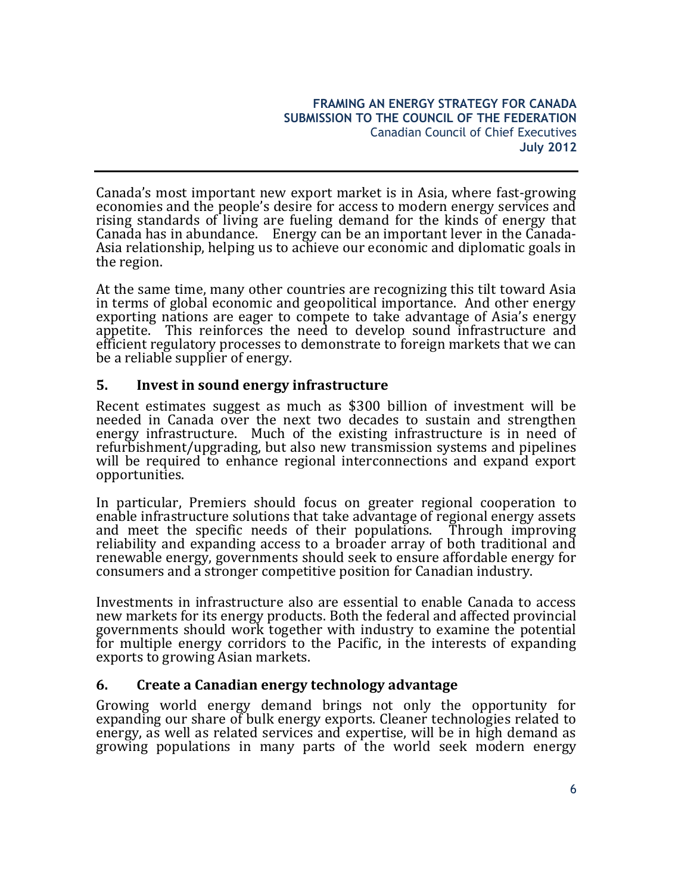Canada's most important new export market is in Asia, where fast-growing economies and the people's desire for access to modern energy services and rising standards of living are fueling demand for the kinds of energy that Canada has in abundance. Energy can be an important lever in the Canada-Asia relationship, helping us to achieve our economic and diplomatic goals in the region.

At the same time, many other countries are recognizing this tilt toward Asia in terms of global economic and geopolitical importance. And other energy exporting nations are eager to compete to take advantage of Asia's energy appetite. This reinforces the need to develop sound infrastructure and efficient regulatory processes to demonstrate to foreign markets that we can be a reliable supplier of energy.

## 5. Invest in sound energy infrastructure

Recent estimates suggest as much as $300 billion of investment will be needed in Canada over the next two decades to sustain and strengthen energy infrastructure. Much of the existing infrastructure is in need of refurbishment/upgrading, but also new transmission systems and pipelines will be required to enhance regional interconnections and expand export opportunities.

In particular, Premiers should focus on greater regional cooperation to enable infrastructure solutions that take advantage of regional energy assets and meet the specific needs of their populations. Through improving reliability and expanding access to a broader array of both traditional and renewable energy, governments should seek to ensure affordable energy for consumers and a stronger competitive position for Canadian industry.

Investments in infrastructure also are essential to enable Canada to access new markets for its energy products. Both the federal and affected provincial governments should work together with industry to examine the potential for multiple energy corridors to the Pacific, in the interests of expanding exports to growing Asian markets.

## 6. Create a Canadian energy technology advantage

Growing world energy demand brings not only the opportunity for expanding our share of bulk energy exports. Cleaner technologies related to energy, as well as related services and expertise, will be in high demand as growing populations in many parts of the world seek modern energy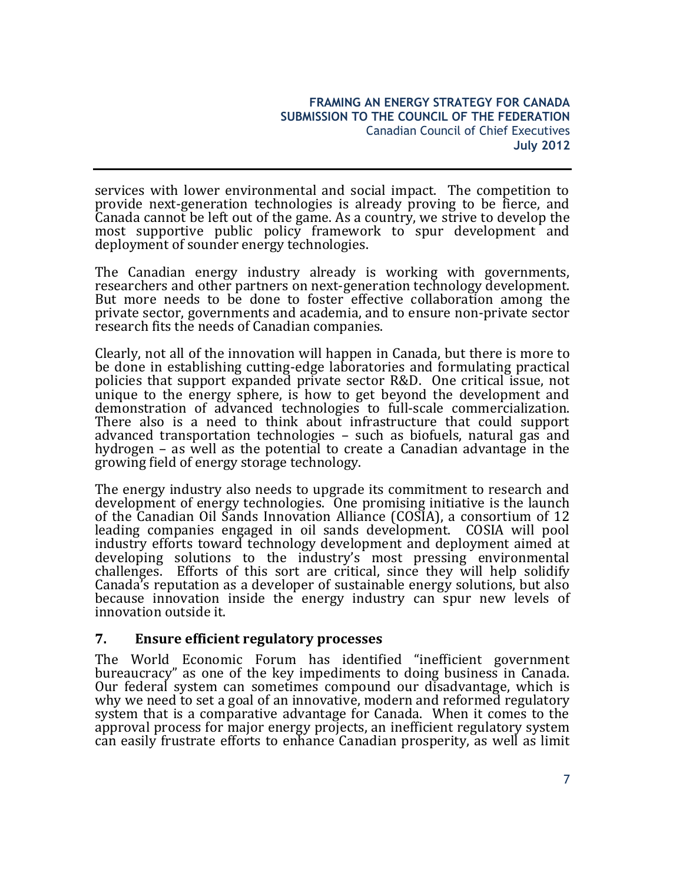services with lower environmental and social impact. The competition to provide next-generation technologies is already proving to be fierce, and Canada cannot be left out of the game. As a country, we strive to develop the most supportive public policy framework to spur development and deployment of sounder energy technologies.

The Canadian energy industry already is working with governments, researchers and other partners on next-generation technology development. But more needs to be done to foster effective collaboration among the private sector, governments and academia, and to ensure non-private sector research fits the needs of Canadian companies.

Clearly, not all of the innovation will happen in Canada, but there is more to be done in establishing cutting-edge laboratories and formulating practical policies that support expanded private sector R&D. One critical issue, not unique to the energy sphere, is how to get beyond the development and demonstration of advanced technologies to full-scale commercialization. There also is a need to think about infrastructure that could support advanced transportation technologies – such as biofuels, natural gas and hydrogen – as well as the potential to create a Canadian advantage in the growing field of energy storage technology.

The energy industry also needs to upgrade its commitment to research and development of energy technologies. One promising initiative is the launch of the Canadian Oil Sands Innovation Alliance (COSIA), a consortium of 12 leading companies engaged in oil sands development. COSIA will pool industry efforts toward technology development and deployment aimed at developing solutions to the industry's most pressing environmental challenges. Efforts of this sort are critical, since they will help solidify Canada's reputation as a developer of sustainable energy solutions, but also because innovation inside the energy industry can spur new levels of innovation outside it.

### 7. Ensure efficient regulatory processes

The World Economic Forum has identified "inefficient government bureaucracy" as one of the key impediments to doing business in Canada. Our federal system can sometimes compound our disadvantage, which is why we need to set a goal of an innovative, modern and reformed regulatory system that is a comparative advantage for Canada. When it comes to the approval process for major energy projects, an inefficient regulatory system can easily frustrate efforts to enhance Canadian prosperity, as well as limit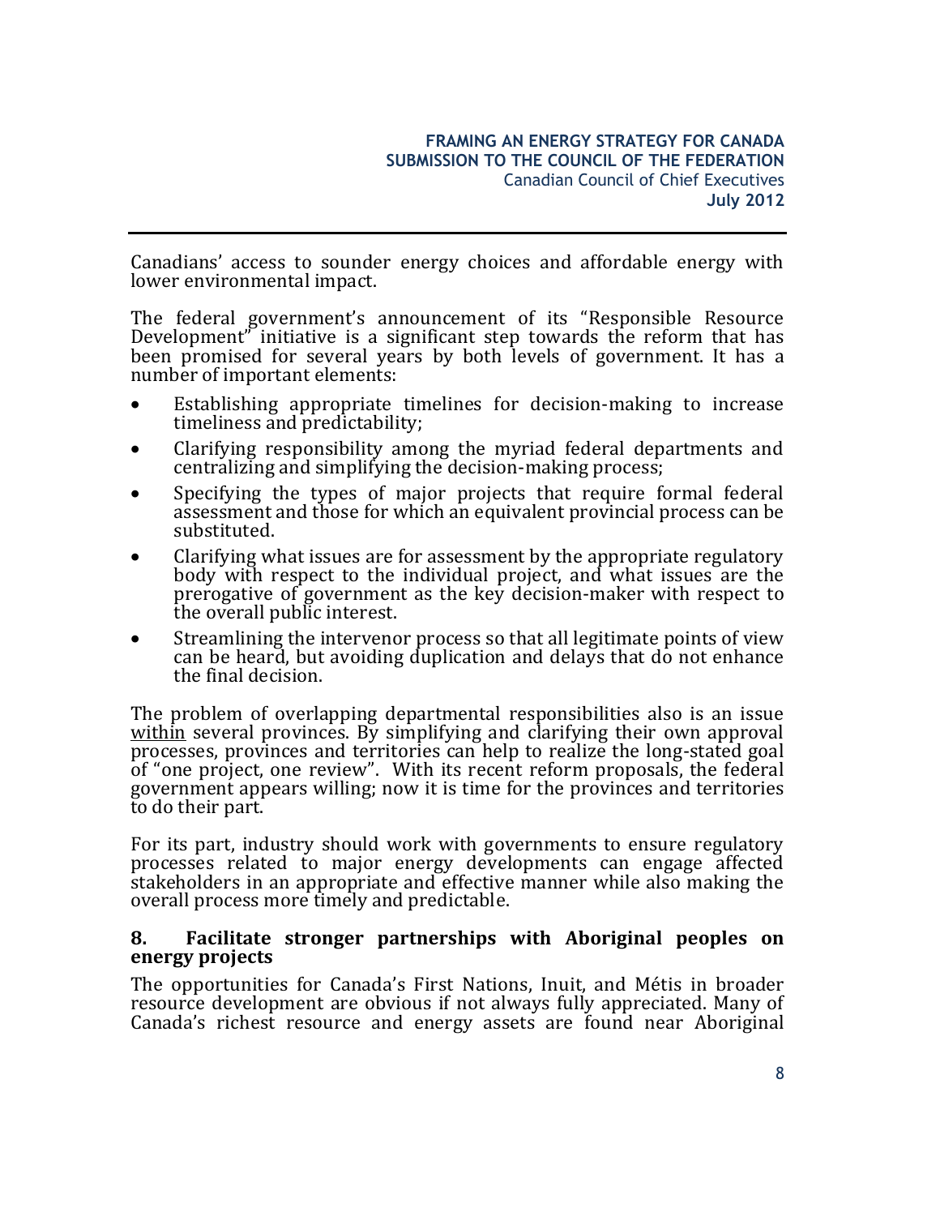Canadians' access to sounder energy choices and affordable energy with lower environmental impact.

The federal government's announcement of its "Responsible Resource Development" initiative is a significant step towards the reform that has been promised for several years by both levels of government. It has a number of important elements:

- Establishing appropriate timelines for decision-making to increase timeliness and predictability;
- Clarifying responsibility among the myriad federal departments and centralizing and simplifying the decision-making process;
- Specifying the types of major projects that require formal federal assessment and those for which an equivalent provincial process can be substituted.
- Clarifying what issues are for assessment by the appropriate regulatory body with respect to the individual project, and what issues are the prerogative of government as the key decision-maker with respect to the overall public interest.
- Streamlining the intervenor process so that all legitimate points of view can be heard, but avoiding duplication and delays that do not enhance the final decision.

The problem of overlapping departmental responsibilities also is an issue <u>within</u> several provinces. By simplifying and clarifying their own approval processes, provinces and territories can help to realize the long-stated goal of "one project, one review". With its recent reform proposals, the federal government appears willing; now it is time for the provinces and territories to do their part.

For its part, industry should work with governments to ensure regulatory processes related to major energy developments can engage affected stakeholders in an appropriate and effective manner while also making the overall process more timely and predictable.

### 8. Facilitate stronger partnerships with Aboriginal peoples on energy projects

The opportunities for Canada's First Nations, Inuit, and Métis in broader resource development are obvious if not always fully appreciated. Many of Canada's richest resource and energy assets are found near Aboriginal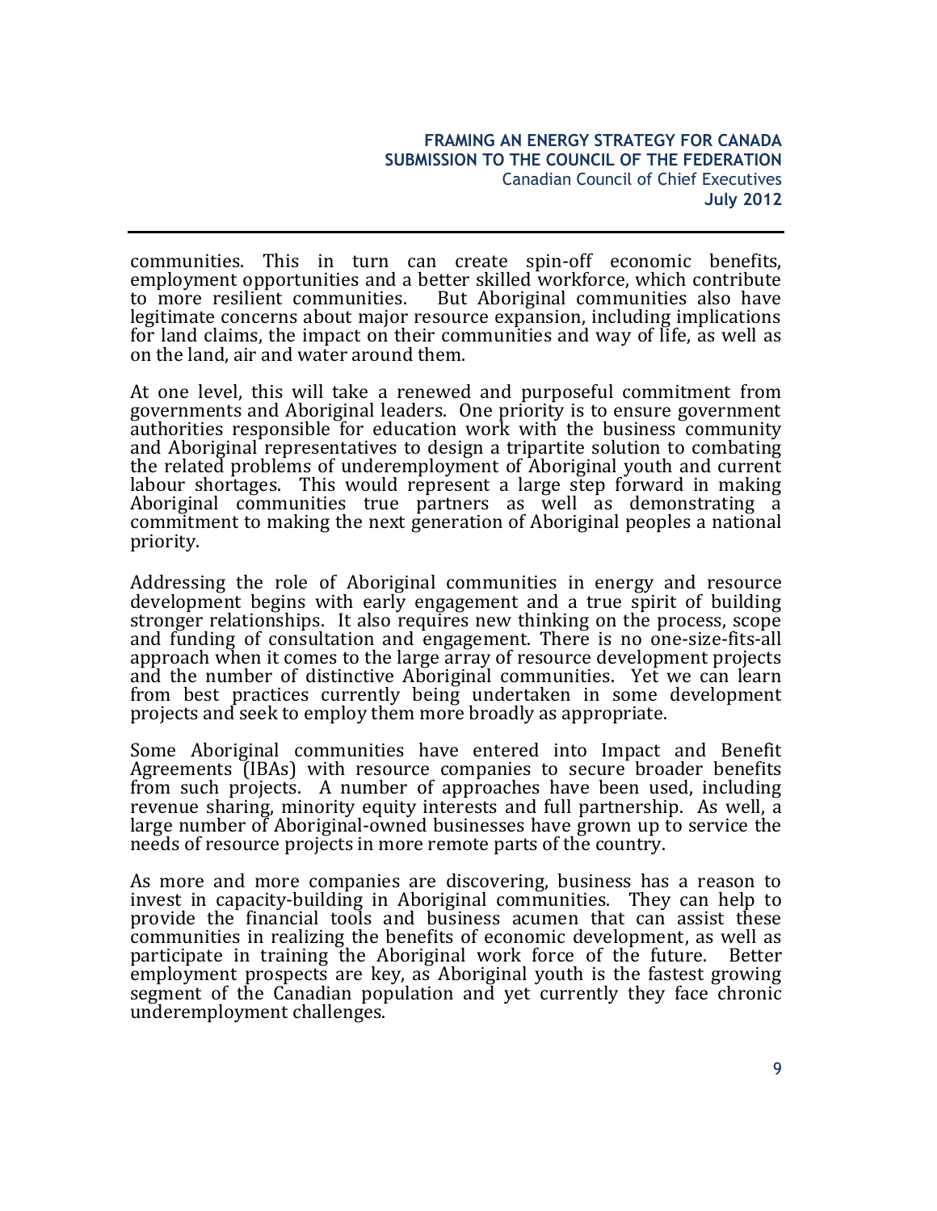communities. This in turn can create spin-off economic benefits, employment opportunities and a better skilled workforce, which contribute to more resilient communities. But Aboriginal communities also have legitimate concerns about major resource expansion, including implications for land claims, the impact on their communities and way of life, as well as on the land, air and water around them.

At one level, this will take a renewed and purposeful commitment from governments and Aboriginal leaders. One priority is to ensure government authorities responsible for education work with the business community and Aboriginal representatives to design a tripartite solution to combating the related problems of underemployment of Aboriginal youth and current labour shortages. This would represent a large step forward in making Aboriginal communities true partners as well as demonstrating a commitment to making the next generation of Aboriginal peoples a national priority.

Addressing the role of Aboriginal communities in energy and resource development begins with early engagement and a true spirit of building stronger relationships. It also requires new thinking on the process, scope and funding of consultation and engagement. There is no one-size-fits-all approach when it comes to the large array of resource development projects and the number of distinctive Aboriginal communities. Yet we can learn from best practices currently being undertaken in some development projects and seek to employ them more broadly as appropriate.

Some Aboriginal communities have entered into Impact and Benefit Agreements (IBAs) with resource companies to secure broader benefits from such projects. A number of approaches have been used, including revenue sharing, minority equity interests and full partnership. As well, a large number of Aboriginal-owned businesses have grown up to service the needs of resource projects in more remote parts of the country.

As more and more companies are discovering, business has a reason to invest in capacity-building in Aboriginal communities. They can help to provide the financial tools and business acumen that can assist these communities in realizing the benefits of economic development, as well as participate in training the Aboriginal work force of the future. Better employment prospects are key, as Aboriginal youth is the fastest growing segment of the Canadian population and yet currently they face chronic underemployment challenges.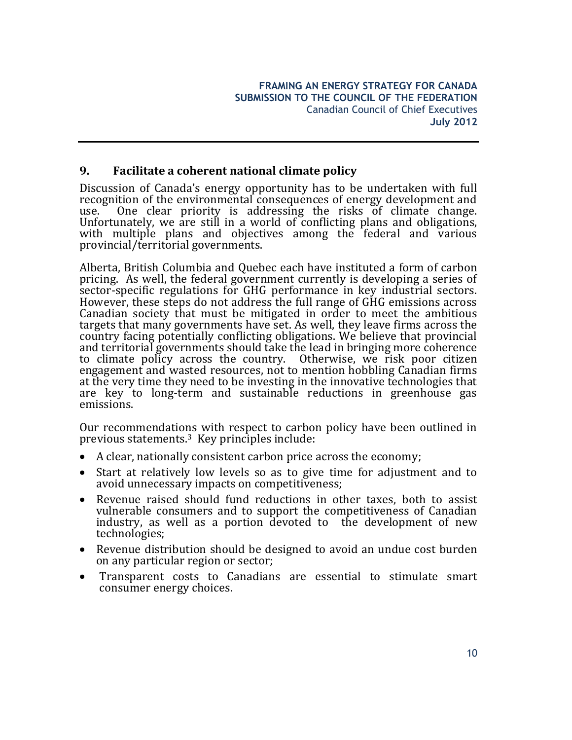## 9. Facilitate a coherent national climate policy

Discussion of Canada's energy opportunity has to be undertaken with full recognition of the environmental consequences of energy development and use. One clear priority is addressing the risks of climate change. Unfortunately, we are still in a world of conflicting plans and obligations, with multiple plans and objectives among the federal and various provincial/territorial governments.

Alberta, British Columbia and Quebec each have instituted a form of carbon pricing. As well, the federal government currently is developing a series of sector-specific regulations for GHG performance in key industrial sectors. However, these steps do not address the full range of GHG emissions across Canadian society that must be mitigated in order to meet the ambitious targets that many governments have set. As well, they leave firms across the country facing potentially conflicting obligations. We believe that provincial and territorial governments should take the lead in bringing more coherence to climate policy across the country. Otherwise, we risk poor citizen engagement and wasted resources, not to mention hobbling Canadian firms at the very time they need to be investing in the innovative technologies that are key to long-term and sustainable reductions in greenhouse gas emissions.

Our recommendations with respect to carbon policy have been outlined in previous statements.[3] Key principles include:

- A clear, nationally consistent carbon price across the economy;
- Start at relatively low levels so as to give time for adjustment and to avoid unnecessary impacts on competitiveness;
- Revenue raised should fund reductions in other taxes, both to assist vulnerable consumers and to support the competitiveness of Canadian industry, as well as a portion devoted to the development of new technologies;
- Revenue distribution should be designed to avoid an undue cost burden on any particular region or sector;
- Transparent costs to Canadians are essential to stimulate smart consumer energy choices.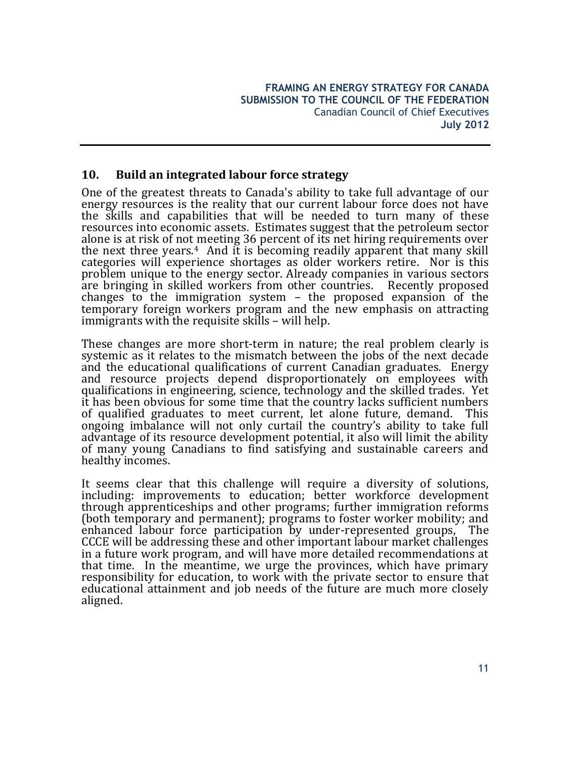## 10. Build an integrated labour force strategy

One of the greatest threats to Canada's ability to take full advantage of our energy resources is the reality that our current labour force does not have the skills and capabilities that will be needed to turn many of these resources into economic assets. Estimates suggest that the petroleum sector alone is at risk of not meeting 36 percent of its net hiring requirements over the next three years.[4] And it is becoming readily apparent that many skill categories will experience shortages as older workers retire. Nor is this problem unique to the energy sector. Already companies in various sectors are bringing in skilled workers from other countries. Recently proposed changes to the immigration system – the proposed expansion of the temporary foreign workers program and the new emphasis on attracting immigrants with the requisite skills – will help.

These changes are more short-term in nature; the real problem clearly is systemic as it relates to the mismatch between the jobs of the next decade and the educational qualifications of current Canadian graduates. Energy and resource projects depend disproportionately on employees with qualifications in engineering, science, technology and the skilled trades. Yet it has been obvious for some time that the country lacks sufficient numbers of qualified graduates to meet current, let alone future, demand. This ongoing imbalance will not only curtail the country's ability to take full advantage of its resource development potential, it also will limit the ability of many young Canadians to find satisfying and sustainable careers and healthy incomes.

It seems clear that this challenge will require a diversity of solutions, including: improvements to education; better workforce development through apprenticeships and other programs; further immigration reforms (both temporary and permanent); programs to foster worker mobility; and enhanced labour force participation by under-represented groups, The CCCE will be addressing these and other important labour market challenges in a future work program, and will have more detailed recommendations at that time. In the meantime, we urge the provinces, which have primary responsibility for education, to work with the private sector to ensure that educational attainment and job needs of the future are much more closely aligned.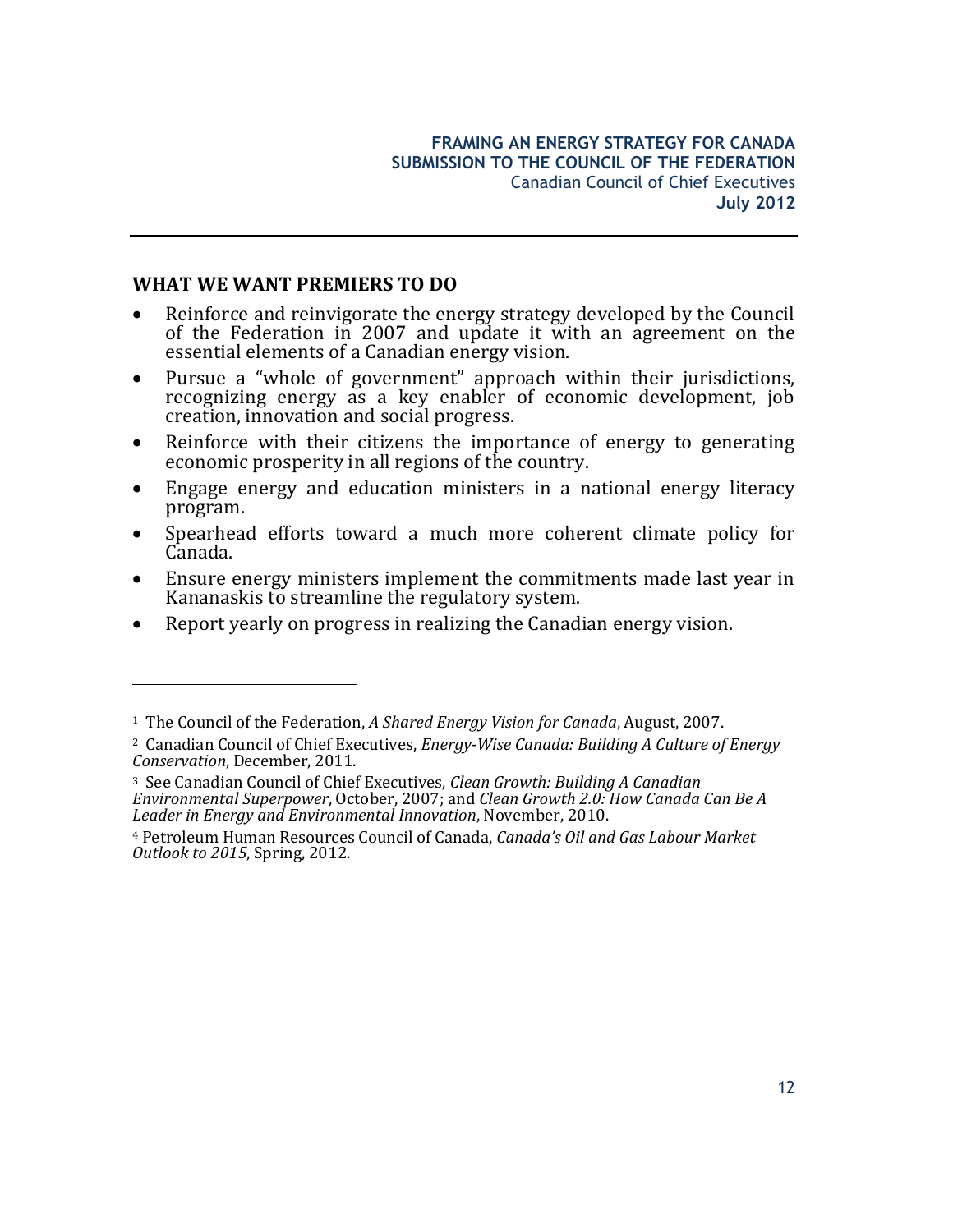## WHAT WE WANT PREMIERS TO DO

- Reinforce and reinvigorate the energy strategy developed by the Council of the Federation in 2007 and update it with an agreement on the essential elements of a Canadian energy vision.
- Pursue a "whole of government" approach within their jurisdictions, recognizing energy as a key enabler of economic development, job creation, innovation and social progress.
- Reinforce with their citizens the importance of energy to generating economic prosperity in all regions of the country.
- Engage energy and education ministers in a national energy literacy program.
- Spearhead efforts toward a much more coherent climate policy for Canada.
- Ensure energy ministers implement the commitments made last year in Kananaskis to streamline the regulatory system.
- Report yearly on progress in realizing the Canadian energy vision.

---

[1] The Council of the Federation, *A Shared Energy Vision for Canada*, August, 2007.

[2] Canadian Council of Chief Executives, *Energy-Wise Canada: Building A Culture of Energy Conservation*, December, 2011.

[3] See Canadian Council of Chief Executives, *Clean Growth: Building A Canadian Environmental Superpower*, October, 2007; and *Clean Growth 2.0: How Canada Can Be A Leader in Energy and Environmental Innovation*, November, 2010.

[4] Petroleum Human Resources Council of Canada, *Canada's Oil and Gas Labour Market Outlook to 2015*, Spring, 2012.